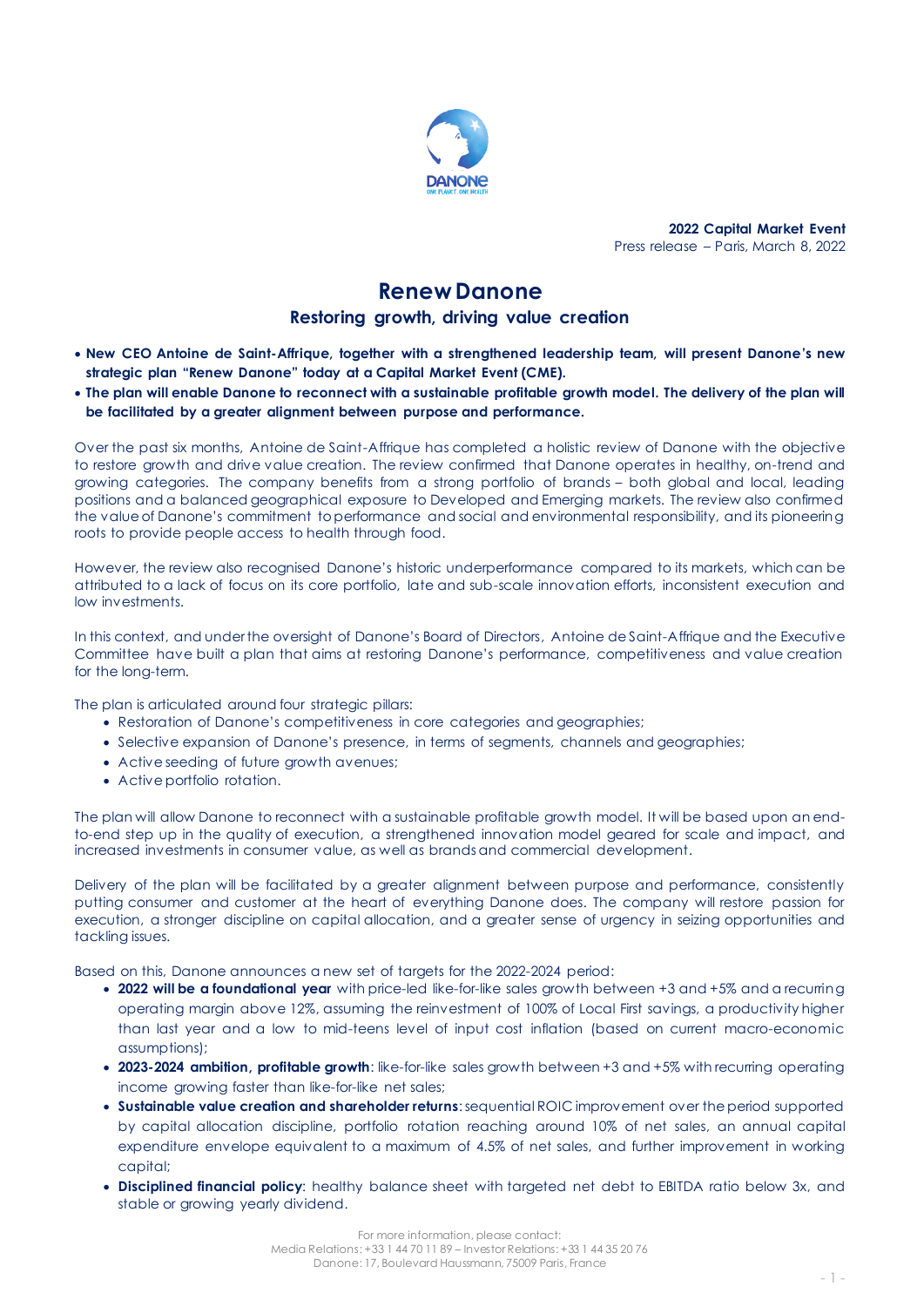**2022 Capital Market Event**
Press release – Paris, March 8, 2022

# Renew Danone

## Restoring growth, driving value creation

- **New CEO Antoine de Saint-Affrique, together with a strengthened leadership team, will present Danone's new strategic plan "Renew Danone" today at a Capital Market Event (CME).**
- **The plan will enable Danone to reconnect with a sustainable profitable growth model. The delivery of the plan will be facilitated by a greater alignment between purpose and performance.**

Over the past six months, Antoine de Saint-Affrique has completed a holistic review of Danone with the objective to restore growth and drive value creation. The review confirmed that Danone operates in healthy, on-trend and growing categories. The company benefits from a strong portfolio of brands – both global and local, leading positions and a balanced geographical exposure to Developed and Emerging markets. The review also confirmed the value of Danone's commitment to performance and social and environmental responsibility, and its pioneering roots to provide people access to health through food.

However, the review also recognised Danone's historic underperformance compared to its markets, which can be attributed to a lack of focus on its core portfolio, late and sub-scale innovation efforts, inconsistent execution and low investments.

In this context, and under the oversight of Danone's Board of Directors, Antoine de Saint-Affrique and the Executive Committee have built a plan that aims at restoring Danone's performance, competitiveness and value creation for the long-term.

The plan is articulated around four strategic pillars:

- Restoration of Danone's competitiveness in core categories and geographies;
- Selective expansion of Danone's presence, in terms of segments, channels and geographies;
- Active seeding of future growth avenues;
- Active portfolio rotation.

The plan will allow Danone to reconnect with a sustainable profitable growth model. It will be based upon an end-to-end step up in the quality of execution, a strengthened innovation model geared for scale and impact, and increased investments in consumer value, as well as brands and commercial development.

Delivery of the plan will be facilitated by a greater alignment between purpose and performance, consistently putting consumer and customer at the heart of everything Danone does. The company will restore passion for execution, a stronger discipline on capital allocation, and a greater sense of urgency in seizing opportunities and tackling issues.

Based on this, Danone announces a new set of targets for the 2022-2024 period:

- **2022 will be a foundational year** with price-led like-for-like sales growth between +3 and +5% and a recurring operating margin above 12%, assuming the reinvestment of 100% of Local First savings, a productivity higher than last year and a low to mid-teens level of input cost inflation (based on current macro-economic assumptions);
- **2023-2024 ambition, profitable growth**: like-for-like sales growth between +3 and +5% with recurring operating income growing faster than like-for-like net sales;
- **Sustainable value creation and shareholder returns**: sequential ROIC improvement over the period supported by capital allocation discipline, portfolio rotation reaching around 10% of net sales, an annual capital expenditure envelope equivalent to a maximum of 4.5% of net sales, and further improvement in working capital;
- **Disciplined financial policy**: healthy balance sheet with targeted net debt to EBITDA ratio below 3x, and stable or growing yearly dividend.

For more information, please contact:
Media Relations: +33 1 44 70 11 89 – Investor Relations: +33 1 44 35 20 76
Danone: 17, Boulevard Haussmann, 75009 Paris, France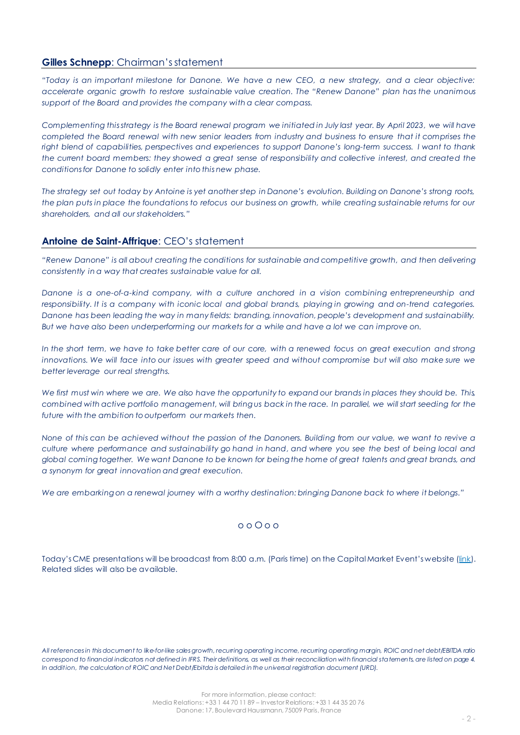## **Gilles Schnepp**: Chairman's statement

*"Today is an important milestone for Danone. We have a new CEO, a new strategy, and a clear objective: accelerate organic growth to restore sustainable value creation. The "Renew Danone" plan has the unanimous support of the Board and provides the company with a clear compass.*

*Complementing this strategy is the Board renewal program we initiated in July last year. By April 2023, we will have completed the Board renewal with new senior leaders from industry and business to ensure that it comprises the right blend of capabilities, perspectives and experiences to support Danone's long-term success. I want to thank the current board members: they showed a great sense of responsibility and collective interest, and created the conditions for Danone to solidly enter into this new phase.*

*The strategy set out today by Antoine is yet another step in Danone's evolution. Building on Danone's strong roots, the plan puts in place the foundations to refocus our business on growth, while creating sustainable returns for our shareholders, and all our stakeholders."*

## **Antoine de Saint-Affrique**: CEO's statement

*"Renew Danone" is all about creating the conditions for sustainable and competitive growth, and then delivering consistently in a way that creates sustainable value for all.*

*Danone is a one-of-a-kind company, with a culture anchored in a vision combining entrepreneurship and responsibility. It is a company with iconic local and global brands, playing in growing and on-trend categories. Danone has been leading the way in many fields: branding, innovation, people's development and sustainability. But we have also been underperforming our markets for a while and have a lot we can improve on.*

*In the short term, we have to take better care of our core, with a renewed focus on great execution and strong innovations. We will face into our issues with greater speed and without compromise but will also make sure we better leverage our real strengths.*

*We first must win where we are. We also have the opportunity to expand our brands in places they should be. This, combined with active portfolio management, will bring us back in the race. In parallel, we will start seeding for the future with the ambition to outperform our markets then.*

*None of this can be achieved without the passion of the Danoners. Building from our value, we want to revive a culture where performance and sustainability go hand in hand, and where you see the best of being local and global coming together. We want Danone to be known for being the home of great talents and great brands, and a synonym for great innovation and great execution.*

*We are embarking on a renewal journey with a worthy destination: bringing Danone back to where it belongs."*

o o O o o

Today's CME presentations will be broadcast from 8:00 a.m. (Paris time) on the Capital Market Event's website (link). Related slides will also be available.

*All references in this document to like-for-like sales growth, recurring operating income, recurring operating margin, ROIC and net debt/EBITDA ratio correspond to financial indicators not defined in IFRS. Their definitions, as well as their reconciliation with financial statements, are listed on page 4. In addition, the calculation of ROIC and Net Debt/Ebitda is detailed in the universal registration document (URD).*

For more information, please contact:
Media Relations: +33 1 44 70 11 89 – Investor Relations: +33 1 44 35 20 76
Danone: 17, Boulevard Haussmann, 75009 Paris, France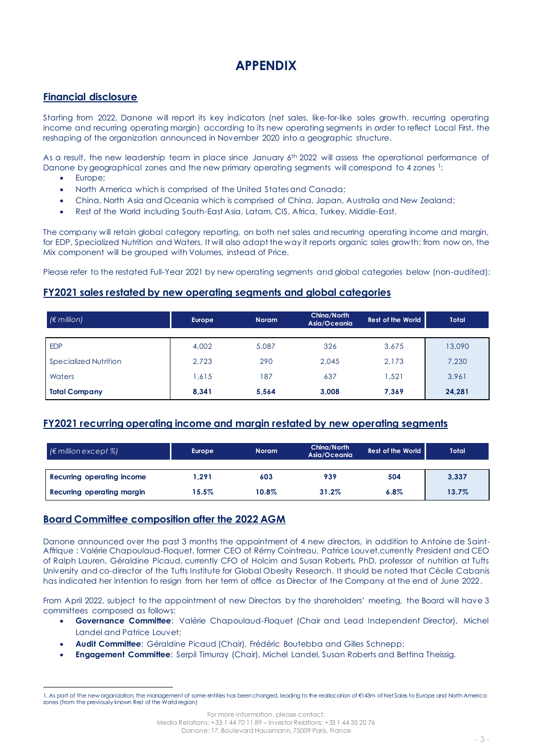# APPENDIX

## Financial disclosure

Starting from 2022, Danone will report its key indicators (net sales, like-for-like sales growth, recurring operating income and recurring operating margin) according to its new operating segments in order to reflect Local First, the reshaping of the organization announced in November 2020 into a geographic structure.

As a result, the new leadership team in place since January 6th 2022 will assess the operational performance of Danone by geographical zones and the new primary operating segments will correspond to 4 zones [1]:

- Europe;
- North America which is comprised of the United States and Canada;
- China, North Asia and Oceania which is comprised of China, Japan, Australia and New Zealand;
- Rest of the World including South-East Asia, Latam, CIS, Africa, Turkey, Middle-East.

The company will retain global category reporting, on both net sales and recurring operating income and margin, for EDP, Specialized Nutrition and Waters. It will also adapt the way it reports organic sales growth: from now on, the Mix component will be grouped with Volumes, instead of Price.

Please refer to the restated Full-Year 2021 by new operating segments and global categories below (non-audited):

## FY2021 sales restated by new operating segments and global categories

| *(€ million)* | Europe | Noram | China/North Asia/Oceania | Rest of the World | Total |
|---|---|---|---|---|---|
| EDP | 4,002 | 5,087 | 326 | 3,675 | 13,090 |
| Specialized Nutrition | 2,723 | 290 | 2,045 | 2,173 | 7,230 |
| Waters | 1,615 | 187 | 637 | 1,521 | 3,961 |
| **Total Company** | **8,341** | **5,564** | **3,008** | **7,369** | **24,281** |

## FY2021 recurring operating income and margin restated by new operating segments

| *(€ million except %)* | Europe | Noram | China/North Asia/Oceania | Rest of the World | Total |
|---|---|---|---|---|---|
| **Recurring operating income** | **1,291** | **603** | **939** | **504** | **3,337** |
| **Recurring operating margin** | **15.5%** | **10.8%** | **31.2%** | **6.8%** | **13.7%** |

## Board Committee composition after the 2022 AGM

Danone announced over the past 3 months the appointment of 4 new directors, in addition to Antoine de Saint-Affrique : Valérie Chapoulaud-Floquet, former CEO of Rémy Cointreau, Patrice Louvet, currently President and CEO of Ralph Lauren, Géraldine Picaud, currently CFO of Holcim and Susan Roberts, PhD, professor of nutrition at Tufts University and co-director of the Tufts Institute for Global Obesity Research. It should be noted that Cécile Cabanis has indicated her intention to resign from her term of office as Director of the Company at the end of June 2022.

From April 2022, subject to the appointment of new Directors by the shareholders' meeting, the Board will have 3 committees composed as follows:

- **Governance Committee**: Valérie Chapoulaud-Floquet (Chair and Lead Independent Director), Michel Landel and Patrice Louvet;
- **Audit Committee**: Géraldine Picaud (Chair), Frédéric Boutebba and Gilles Schnepp;
- **Engagement Committee**: Serpil Timuray (Chair), Michel Landel, Susan Roberts and Bettina Theissig.

[1] As part of the new organization, the management of some entities has been changed, leading to the reallocation of €143m of Net Sales to Europe and North America zones (from the previously known Rest of the World region)

For more information, please contact:
Media Relations: +33 1 44 70 11 89 – Investor Relations: +33 1 44 35 20 76
Danone: 17, Boulevard Haussmann, 75009 Paris, France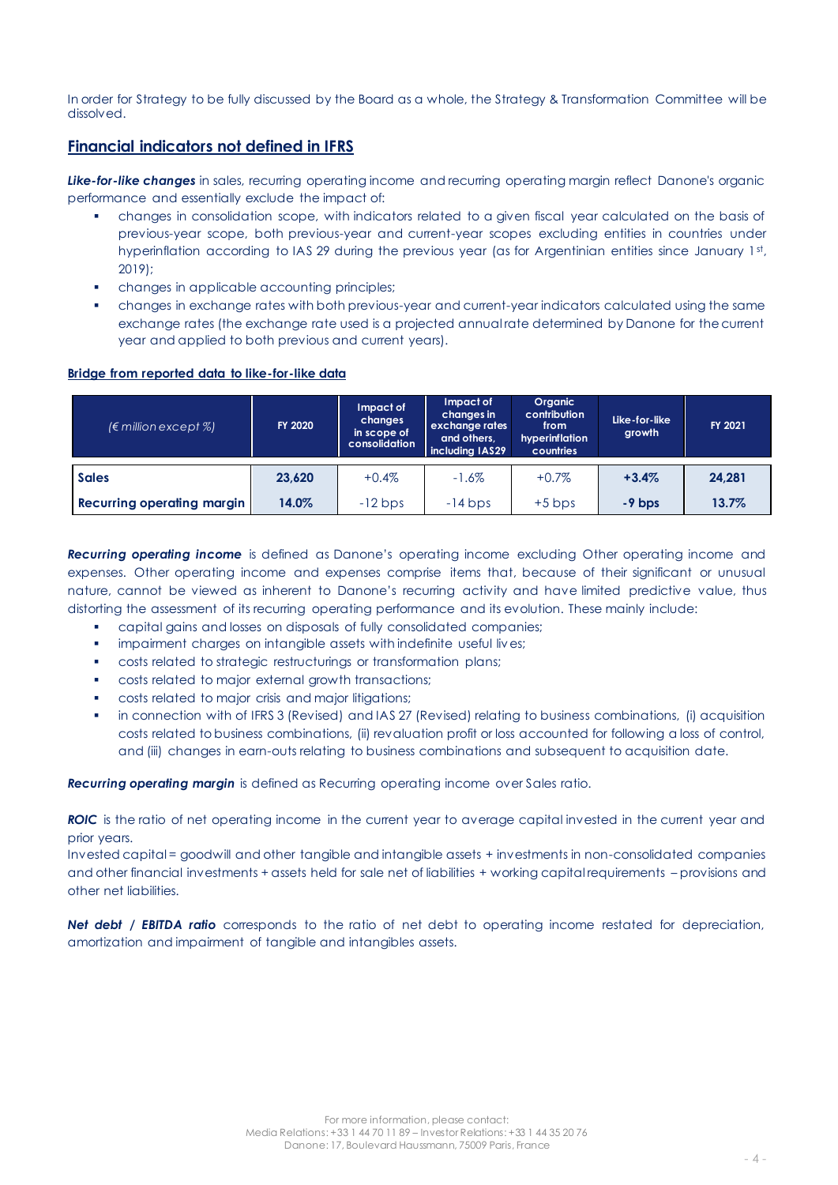In order for Strategy to be fully discussed by the Board as a whole, the Strategy & Transformation Committee will be dissolved.

## Financial indicators not defined in IFRS

***Like-for-like changes*** in sales, recurring operating income and recurring operating margin reflect Danone's organic performance and essentially exclude the impact of:

- changes in consolidation scope, with indicators related to a given fiscal year calculated on the basis of previous-year scope, both previous-year and current-year scopes excluding entities in countries under hyperinflation according to IAS 29 during the previous year (as for Argentinian entities since January 1st, 2019);
- changes in applicable accounting principles;
- changes in exchange rates with both previous-year and current-year indicators calculated using the same exchange rates (the exchange rate used is a projected annual rate determined by Danone for the current year and applied to both previous and current years).

**Bridge from reported data to like-for-like data**

| *(€ million except %)* | FY 2020 | Impact of changes in scope of consolidation | Impact of changes in exchange rates and others, including IAS29 | Organic contribution from hyperinflation countries | Like-for-like growth | FY 2021 |
|---|---|---|---|---|---|---|
| **Sales** | **23,620** | +0.4% | -1.6% | +0.7% | **+3.4%** | **24,281** |
| **Recurring operating margin** | **14.0%** | -12 bps | -14 bps | +5 bps | **-9 bps** | **13.7%** |

***Recurring operating income*** is defined as Danone's operating income excluding Other operating income and expenses. Other operating income and expenses comprise items that, because of their significant or unusual nature, cannot be viewed as inherent to Danone's recurring activity and have limited predictive value, thus distorting the assessment of its recurring operating performance and its evolution. These mainly include:

- capital gains and losses on disposals of fully consolidated companies;
- impairment charges on intangible assets with indefinite useful lives;
- costs related to strategic restructurings or transformation plans;
- costs related to major external growth transactions;
- costs related to major crisis and major litigations;
- in connection with of IFRS 3 (Revised) and IAS 27 (Revised) relating to business combinations, (i) acquisition costs related to business combinations, (ii) revaluation profit or loss accounted for following a loss of control, and (iii) changes in earn-outs relating to business combinations and subsequent to acquisition date.

***Recurring operating margin*** is defined as Recurring operating income over Sales ratio.

***ROIC*** is the ratio of net operating income in the current year to average capital invested in the current year and prior years.
Invested capital = goodwill and other tangible and intangible assets + investments in non-consolidated companies and other financial investments + assets held for sale net of liabilities + working capital requirements – provisions and other net liabilities.

***Net debt / EBITDA ratio*** corresponds to the ratio of net debt to operating income restated for depreciation, amortization and impairment of tangible and intangibles assets.

For more information, please contact:
Media Relations: +33 1 44 70 11 89 – Investor Relations: +33 1 44 35 20 76
Danone: 17, Boulevard Haussmann, 75009 Paris, France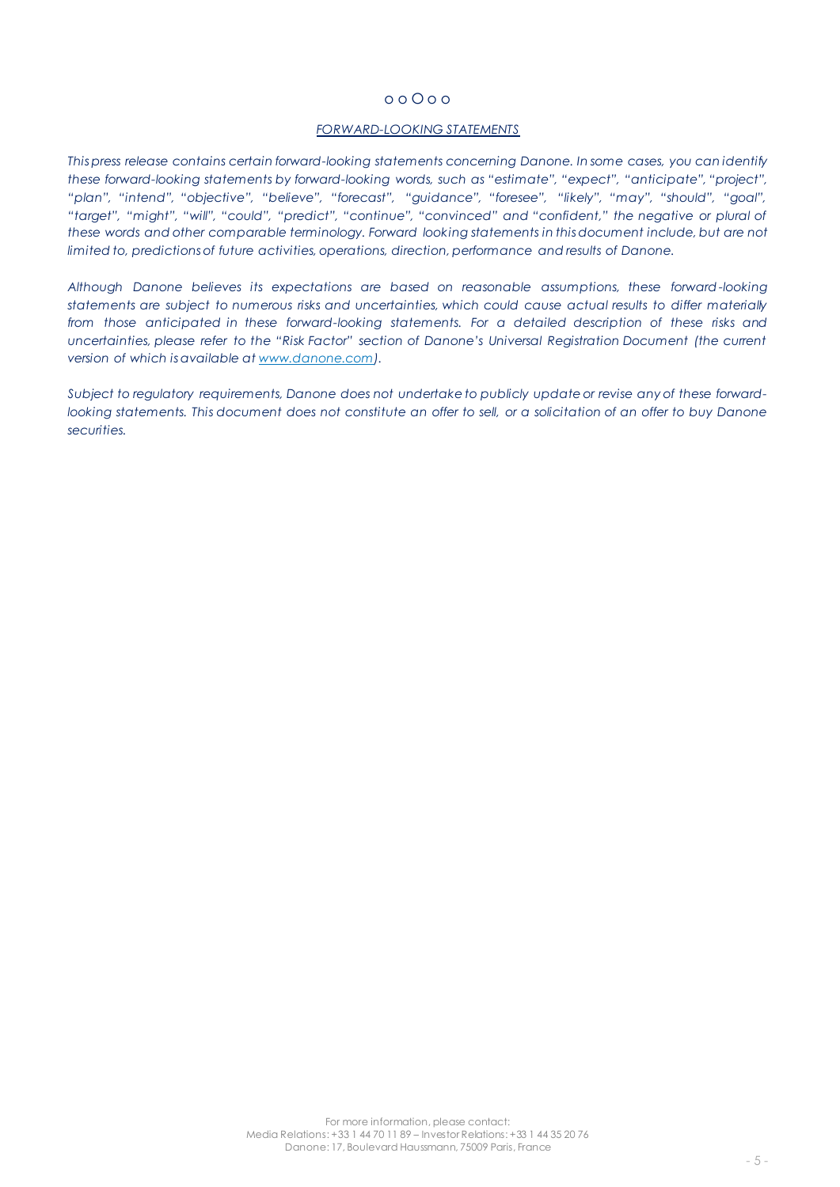o o O o o

## *FORWARD-LOOKING STATEMENTS*

*This press release contains certain forward-looking statements concerning Danone. In some cases, you can identify these forward-looking statements by forward-looking words, such as "estimate", "expect", "anticipate", "project", "plan", "intend", "objective", "believe", "forecast", "guidance", "foresee", "likely", "may", "should", "goal", "target", "might", "will", "could", "predict", "continue", "convinced" and "confident," the negative or plural of these words and other comparable terminology. Forward looking statements in this document include, but are not limited to, predictions of future activities, operations, direction, performance and results of Danone.*

*Although Danone believes its expectations are based on reasonable assumptions, these forward-looking statements are subject to numerous risks and uncertainties, which could cause actual results to differ materially from those anticipated in these forward-looking statements. For a detailed description of these risks and uncertainties, please refer to the "Risk Factor" section of Danone's Universal Registration Document (the current version of which is available at [www.danone.com](http://www.danone.com)).*

*Subject to regulatory requirements, Danone does not undertake to publicly update or revise any of these forward-looking statements. This document does not constitute an offer to sell, or a solicitation of an offer to buy Danone securities.*

For more information, please contact:
Media Relations: +33 1 44 70 11 89 – Investor Relations: +33 1 44 35 20 76
Danone: 17, Boulevard Haussmann, 75009 Paris, France